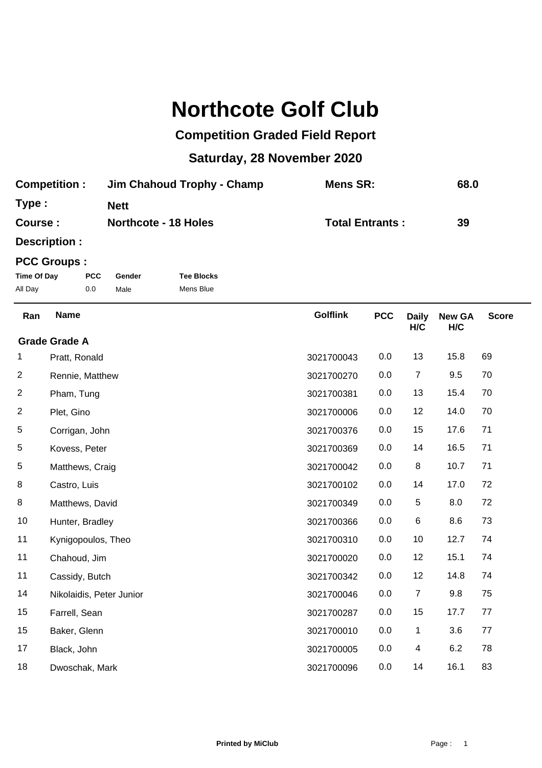# Northcote Golf Club

## Competition Graded Field Report

## Saturday, 28 November 2020

| | | | |
|---|---|---|---|
| **Competition :** | **Jim Chahoud Trophy - Champ** | **Mens SR:** | **68.0** |
| **Type :** | **Nett** | | |
| **Course :** | **Northcote - 18 Holes** | **Total Entrants :** | **39** |
| **Description :** | | | |

**PCC Groups :**

| Time Of Day | PCC | Gender | Tee Blocks |
|---|---|---|---|
| All Day | 0.0 | Male | Mens Blue |

| Ran | Name | Golflink | PCC | Daily H/C | New GA H/C | Score |
|---|---|---|---|---|---|---|
| **Grade Grade A** | | | | | | |
| 1 | Pratt, Ronald | 3021700043 | 0.0 | 13 | 15.8 | 69 |
| 2 | Rennie, Matthew | 3021700270 | 0.0 | 7 | 9.5 | 70 |
| 2 | Pham, Tung | 3021700381 | 0.0 | 13 | 15.4 | 70 |
| 2 | Plet, Gino | 3021700006 | 0.0 | 12 | 14.0 | 70 |
| 5 | Corrigan, John | 3021700376 | 0.0 | 15 | 17.6 | 71 |
| 5 | Kovess, Peter | 3021700369 | 0.0 | 14 | 16.5 | 71 |
| 5 | Matthews, Craig | 3021700042 | 0.0 | 8 | 10.7 | 71 |
| 8 | Castro, Luis | 3021700102 | 0.0 | 14 | 17.0 | 72 |
| 8 | Matthews, David | 3021700349 | 0.0 | 5 | 8.0 | 72 |
| 10 | Hunter, Bradley | 3021700366 | 0.0 | 6 | 8.6 | 73 |
| 11 | Kynigopoulos, Theo | 3021700310 | 0.0 | 10 | 12.7 | 74 |
| 11 | Chahoud, Jim | 3021700020 | 0.0 | 12 | 15.1 | 74 |
| 11 | Cassidy, Butch | 3021700342 | 0.0 | 12 | 14.8 | 74 |
| 14 | Nikolaidis, Peter Junior | 3021700046 | 0.0 | 7 | 9.8 | 75 |
| 15 | Farrell, Sean | 3021700287 | 0.0 | 15 | 17.7 | 77 |
| 15 | Baker, Glenn | 3021700010 | 0.0 | 1 | 3.6 | 77 |
| 17 | Black, John | 3021700005 | 0.0 | 4 | 6.2 | 78 |
| 18 | Dwoschak, Mark | 3021700096 | 0.0 | 14 | 16.1 | 83 |

**Printed by MiClub**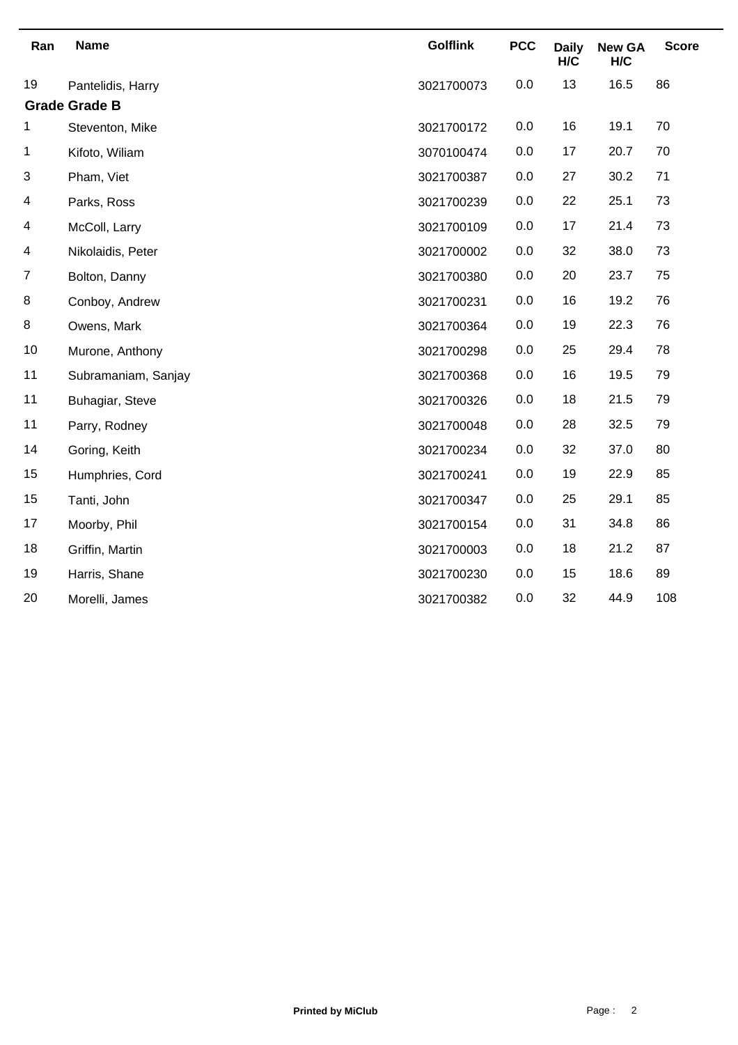| Ran | Name | Golflink | PCC | Daily H/C | New GA H/C | Score |
|---|---|---|---|---|---|---|
| 19 | Pantelidis, Harry | 3021700073 | 0.0 | 13 | 16.5 | 86 |
| **Grade Grade B** | | | | | | |
| 1 | Steventon, Mike | 3021700172 | 0.0 | 16 | 19.1 | 70 |
| 1 | Kifoto, Wiliam | 3070100474 | 0.0 | 17 | 20.7 | 70 |
| 3 | Pham, Viet | 3021700387 | 0.0 | 27 | 30.2 | 71 |
| 4 | Parks, Ross | 3021700239 | 0.0 | 22 | 25.1 | 73 |
| 4 | McColl, Larry | 3021700109 | 0.0 | 17 | 21.4 | 73 |
| 4 | Nikolaidis, Peter | 3021700002 | 0.0 | 32 | 38.0 | 73 |
| 7 | Bolton, Danny | 3021700380 | 0.0 | 20 | 23.7 | 75 |
| 8 | Conboy, Andrew | 3021700231 | 0.0 | 16 | 19.2 | 76 |
| 8 | Owens, Mark | 3021700364 | 0.0 | 19 | 22.3 | 76 |
| 10 | Murone, Anthony | 3021700298 | 0.0 | 25 | 29.4 | 78 |
| 11 | Subramaniam, Sanjay | 3021700368 | 0.0 | 16 | 19.5 | 79 |
| 11 | Buhagiar, Steve | 3021700326 | 0.0 | 18 | 21.5 | 79 |
| 11 | Parry, Rodney | 3021700048 | 0.0 | 28 | 32.5 | 79 |
| 14 | Goring, Keith | 3021700234 | 0.0 | 32 | 37.0 | 80 |
| 15 | Humphries, Cord | 3021700241 | 0.0 | 19 | 22.9 | 85 |
| 15 | Tanti, John | 3021700347 | 0.0 | 25 | 29.1 | 85 |
| 17 | Moorby, Phil | 3021700154 | 0.0 | 31 | 34.8 | 86 |
| 18 | Griffin, Martin | 3021700003 | 0.0 | 18 | 21.2 | 87 |
| 19 | Harris, Shane | 3021700230 | 0.0 | 15 | 18.6 | 89 |
| 20 | Morelli, James | 3021700382 | 0.0 | 32 | 44.9 | 108 |

**Printed by MiClub**